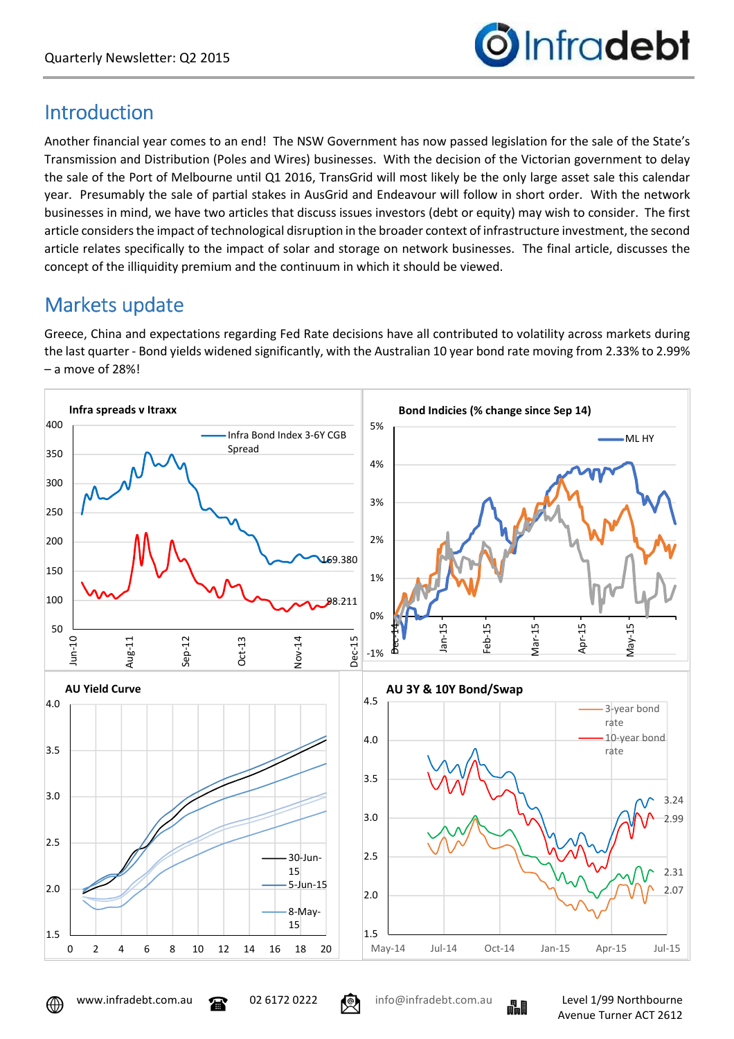Quarterly Newsletter: Q2 2015

## Introduction

Another financial year comes to an end! The NSW Government has now passed legislation for the sale of the State's Transmission and Distribution (Poles and Wires) businesses. With the decision of the Victorian government to delay the sale of the Port of Melbourne until Q1 2016, TransGrid will most likely be the only large asset sale this calendar year. Presumably the sale of partial stakes in AusGrid and Endeavour will follow in short order. With the network businesses in mind, we have two articles that discuss issues investors (debt or equity) may wish to consider. The first article considers the impact of technological disruption in the broader context of infrastructure investment, the second article relates specifically to the impact of solar and storage on network businesses. The final article, discusses the concept of the illiquidity premium and the continuum in which it should be viewed.

## Markets update

Greece, China and expectations regarding Fed Rate decisions have all contributed to volatility across markets during the last quarter - Bond yields widened significantly, with the Australian 10 year bond rate moving from 2.33% to 2.99% – a move of 28%!

**Infra spreads v Itraxx**

Infra Bond Index 3-6Y CGB Spread: 169.380; 98.211

**Bond Indicies (% change since Sep 14)**

ML HY

**AU Yield Curve**

30-Jun-15; 5-Jun-15; 8-May-15

**AU 3Y & 10Y Bond/Swap**

3-year bond rate; 10-year bond rate: 3.24; 2.99; 2.31; 2.07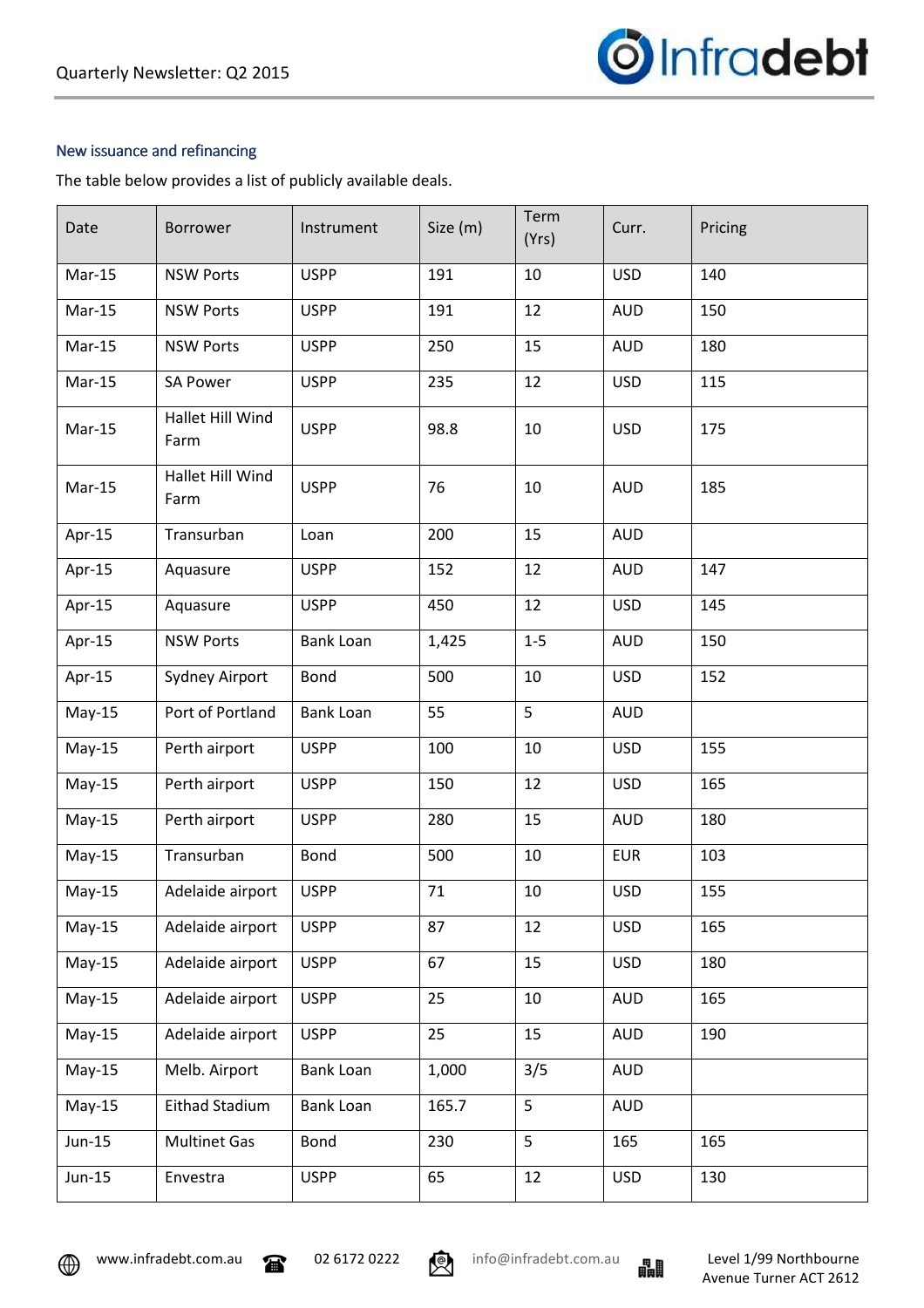## New issuance and refinancing

The table below provides a list of publicly available deals.

| Date | Borrower | Instrument | Size (m) | Term (Yrs) | Curr. | Pricing |
|---|---|---|---|---|---|---|
| Mar-15 | NSW Ports | USPP | 191 | 10 | USD | 140 |
| Mar-15 | NSW Ports | USPP | 191 | 12 | AUD | 150 |
| Mar-15 | NSW Ports | USPP | 250 | 15 | AUD | 180 |
| Mar-15 | SA Power | USPP | 235 | 12 | USD | 115 |
| Mar-15 | Hallet Hill Wind Farm | USPP | 98.8 | 10 | USD | 175 |
| Mar-15 | Hallet Hill Wind Farm | USPP | 76 | 10 | AUD | 185 |
| Apr-15 | Transurban | Loan | 200 | 15 | AUD | |
| Apr-15 | Aquasure | USPP | 152 | 12 | AUD | 147 |
| Apr-15 | Aquasure | USPP | 450 | 12 | USD | 145 |
| Apr-15 | NSW Ports | Bank Loan | 1,425 | 1-5 | AUD | 150 |
| Apr-15 | Sydney Airport | Bond | 500 | 10 | USD | 152 |
| May-15 | Port of Portland | Bank Loan | 55 | 5 | AUD | |
| May-15 | Perth airport | USPP | 100 | 10 | USD | 155 |
| May-15 | Perth airport | USPP | 150 | 12 | USD | 165 |
| May-15 | Perth airport | USPP | 280 | 15 | AUD | 180 |
| May-15 | Transurban | Bond | 500 | 10 | EUR | 103 |
| May-15 | Adelaide airport | USPP | 71 | 10 | USD | 155 |
| May-15 | Adelaide airport | USPP | 87 | 12 | USD | 165 |
| May-15 | Adelaide airport | USPP | 67 | 15 | USD | 180 |
| May-15 | Adelaide airport | USPP | 25 | 10 | AUD | 165 |
| May-15 | Adelaide airport | USPP | 25 | 15 | AUD | 190 |
| May-15 | Melb. Airport | Bank Loan | 1,000 | 3/5 | AUD | |
| May-15 | Eithad Stadium | Bank Loan | 165.7 | 5 | AUD | |
| Jun-15 | Multinet Gas | Bond | 230 | 5 | 165 | 165 |
| Jun-15 | Envestra | USPP | 65 | 12 | USD | 130 |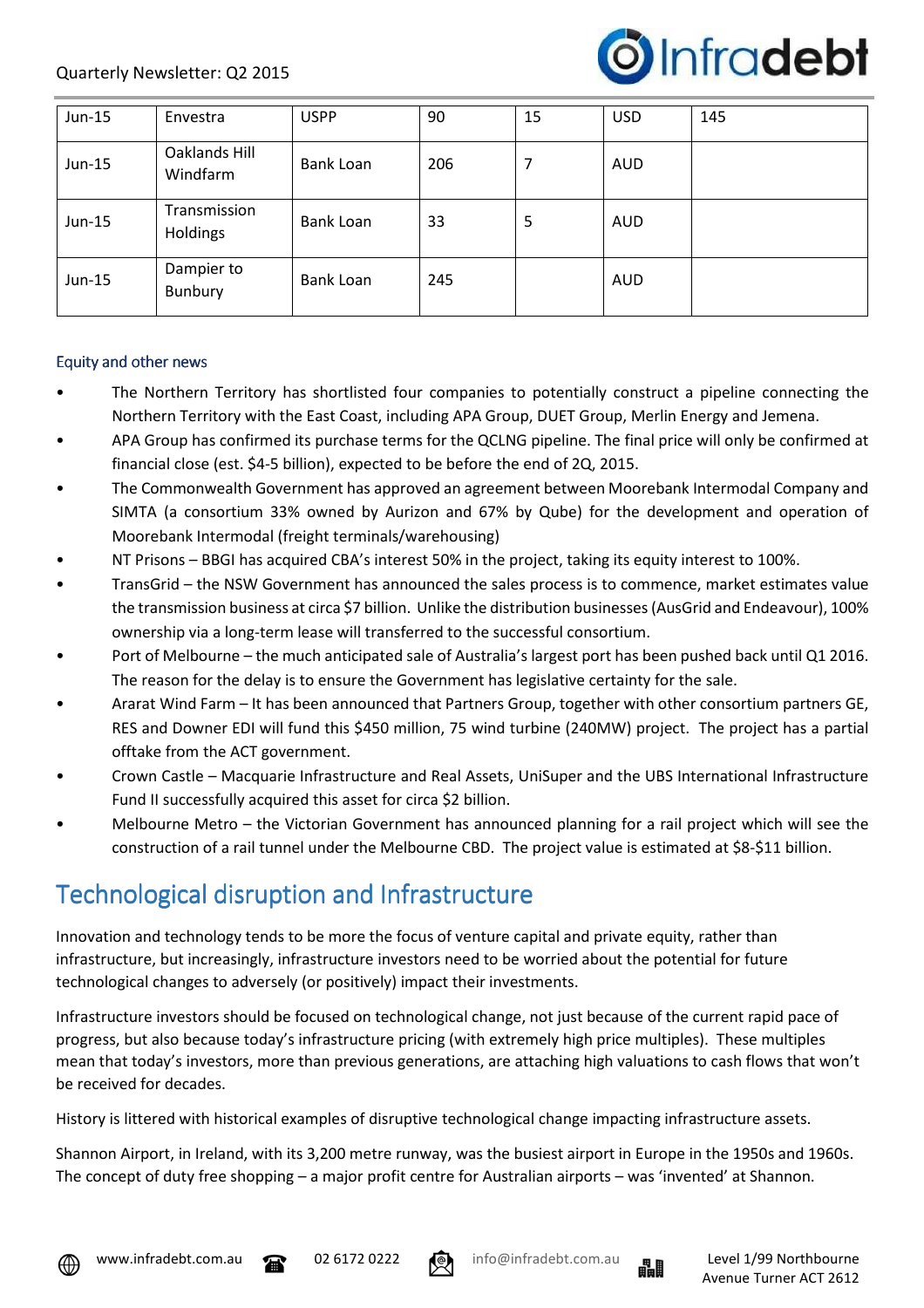| Jun-15 | Envestra | USPP | 90 | 15 | USD | 145 |
|---|---|---|---|---|---|---|
| Jun-15 | Oaklands Hill Windfarm | Bank Loan | 206 | 7 | AUD | |
| Jun-15 | Transmission Holdings | Bank Loan | 33 | 5 | AUD | |
| Jun-15 | Dampier to Bunbury | Bank Loan | 245 | | AUD | |

### Equity and other news

- The Northern Territory has shortlisted four companies to potentially construct a pipeline connecting the Northern Territory with the East Coast, including APA Group, DUET Group, Merlin Energy and Jemena.
- APA Group has confirmed its purchase terms for the QCLNG pipeline. The final price will only be confirmed at financial close (est. $4-5 billion), expected to be before the end of 2Q, 2015.
- The Commonwealth Government has approved an agreement between Moorebank Intermodal Company and SIMTA (a consortium 33% owned by Aurizon and 67% by Qube) for the development and operation of Moorebank Intermodal (freight terminals/warehousing)
- NT Prisons – BBGI has acquired CBA's interest 50% in the project, taking its equity interest to 100%.
- TransGrid – the NSW Government has announced the sales process is to commence, market estimates value the transmission business at circa $7 billion. Unlike the distribution businesses (AusGrid and Endeavour), 100% ownership via a long-term lease will transferred to the successful consortium.
- Port of Melbourne – the much anticipated sale of Australia's largest port has been pushed back until Q1 2016. The reason for the delay is to ensure the Government has legislative certainty for the sale.
- Ararat Wind Farm – It has been announced that Partners Group, together with other consortium partners GE, RES and Downer EDI will fund this $450 million, 75 wind turbine (240MW) project. The project has a partial offtake from the ACT government.
- Crown Castle – Macquarie Infrastructure and Real Assets, UniSuper and the UBS International Infrastructure Fund II successfully acquired this asset for circa $2 billion.
- Melbourne Metro – the Victorian Government has announced planning for a rail project which will see the construction of a rail tunnel under the Melbourne CBD. The project value is estimated at $8-$11 billion.

## Technological disruption and Infrastructure

Innovation and technology tends to be more the focus of venture capital and private equity, rather than infrastructure, but increasingly, infrastructure investors need to be worried about the potential for future technological changes to adversely (or positively) impact their investments.

Infrastructure investors should be focused on technological change, not just because of the current rapid pace of progress, but also because today's infrastructure pricing (with extremely high price multiples). These multiples mean that today's investors, more than previous generations, are attaching high valuations to cash flows that won't be received for decades.

History is littered with historical examples of disruptive technological change impacting infrastructure assets.

Shannon Airport, in Ireland, with its 3,200 metre runway, was the busiest airport in Europe in the 1950s and 1960s. The concept of duty free shopping – a major profit centre for Australian airports – was 'invented' at Shannon.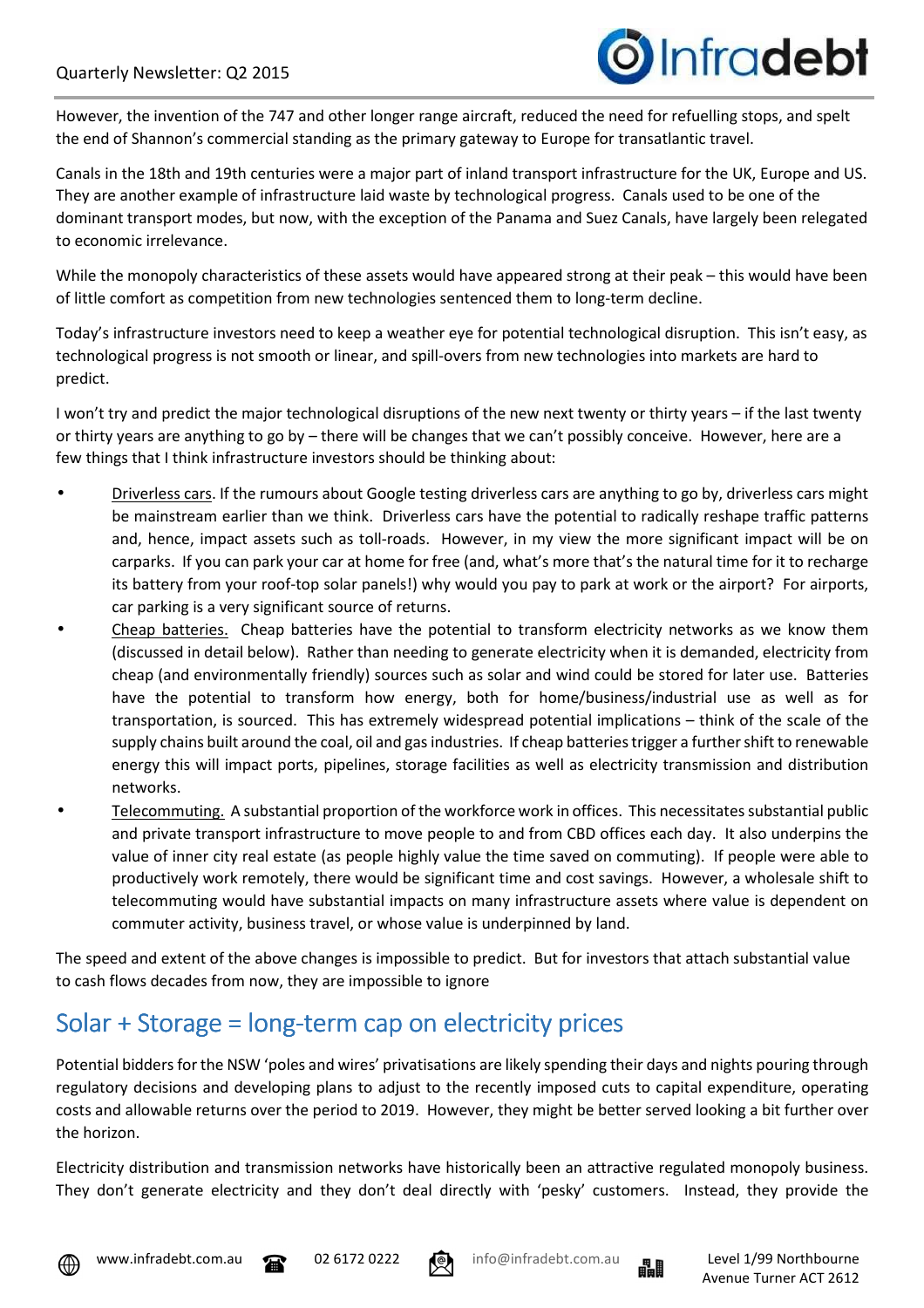However, the invention of the 747 and other longer range aircraft, reduced the need for refuelling stops, and spelt the end of Shannon's commercial standing as the primary gateway to Europe for transatlantic travel.

Canals in the 18th and 19th centuries were a major part of inland transport infrastructure for the UK, Europe and US. They are another example of infrastructure laid waste by technological progress. Canals used to be one of the dominant transport modes, but now, with the exception of the Panama and Suez Canals, have largely been relegated to economic irrelevance.

While the monopoly characteristics of these assets would have appeared strong at their peak – this would have been of little comfort as competition from new technologies sentenced them to long-term decline.

Today's infrastructure investors need to keep a weather eye for potential technological disruption. This isn't easy, as technological progress is not smooth or linear, and spill-overs from new technologies into markets are hard to predict.

I won't try and predict the major technological disruptions of the new next twenty or thirty years – if the last twenty or thirty years are anything to go by – there will be changes that we can't possibly conceive. However, here are a few things that I think infrastructure investors should be thinking about:

- Driverless cars. If the rumours about Google testing driverless cars are anything to go by, driverless cars might be mainstream earlier than we think. Driverless cars have the potential to radically reshape traffic patterns and, hence, impact assets such as toll-roads. However, in my view the more significant impact will be on carparks. If you can park your car at home for free (and, what's more that's the natural time for it to recharge its battery from your roof-top solar panels!) why would you pay to park at work or the airport? For airports, car parking is a very significant source of returns.
- Cheap batteries. Cheap batteries have the potential to transform electricity networks as we know them (discussed in detail below). Rather than needing to generate electricity when it is demanded, electricity from cheap (and environmentally friendly) sources such as solar and wind could be stored for later use. Batteries have the potential to transform how energy, both for home/business/industrial use as well as for transportation, is sourced. This has extremely widespread potential implications – think of the scale of the supply chains built around the coal, oil and gas industries. If cheap batteries trigger a further shift to renewable energy this will impact ports, pipelines, storage facilities as well as electricity transmission and distribution networks.
- Telecommuting. A substantial proportion of the workforce work in offices. This necessitates substantial public and private transport infrastructure to move people to and from CBD offices each day. It also underpins the value of inner city real estate (as people highly value the time saved on commuting). If people were able to productively work remotely, there would be significant time and cost savings. However, a wholesale shift to telecommuting would have substantial impacts on many infrastructure assets where value is dependent on commuter activity, business travel, or whose value is underpinned by land.

The speed and extent of the above changes is impossible to predict. But for investors that attach substantial value to cash flows decades from now, they are impossible to ignore

## Solar + Storage = long-term cap on electricity prices

Potential bidders for the NSW 'poles and wires' privatisations are likely spending their days and nights pouring through regulatory decisions and developing plans to adjust to the recently imposed cuts to capital expenditure, operating costs and allowable returns over the period to 2019. However, they might be better served looking a bit further over the horizon.

Electricity distribution and transmission networks have historically been an attractive regulated monopoly business. They don't generate electricity and they don't deal directly with 'pesky' customers. Instead, they provide the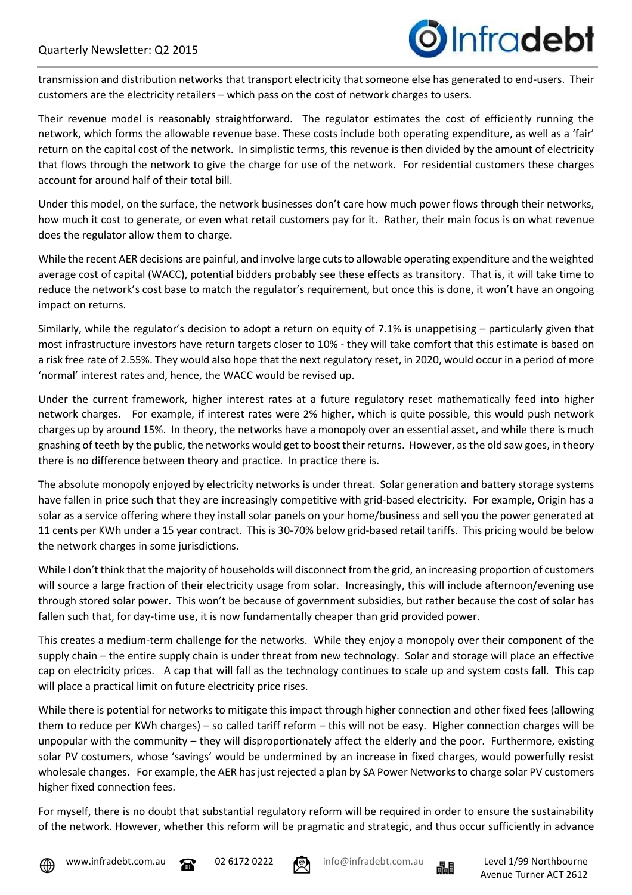transmission and distribution networks that transport electricity that someone else has generated to end-users. Their customers are the electricity retailers – which pass on the cost of network charges to users.

Their revenue model is reasonably straightforward. The regulator estimates the cost of efficiently running the network, which forms the allowable revenue base. These costs include both operating expenditure, as well as a 'fair' return on the capital cost of the network. In simplistic terms, this revenue is then divided by the amount of electricity that flows through the network to give the charge for use of the network. For residential customers these charges account for around half of their total bill.

Under this model, on the surface, the network businesses don't care how much power flows through their networks, how much it cost to generate, or even what retail customers pay for it. Rather, their main focus is on what revenue does the regulator allow them to charge.

While the recent AER decisions are painful, and involve large cuts to allowable operating expenditure and the weighted average cost of capital (WACC), potential bidders probably see these effects as transitory. That is, it will take time to reduce the network's cost base to match the regulator's requirement, but once this is done, it won't have an ongoing impact on returns.

Similarly, while the regulator's decision to adopt a return on equity of 7.1% is unappetising – particularly given that most infrastructure investors have return targets closer to 10% - they will take comfort that this estimate is based on a risk free rate of 2.55%. They would also hope that the next regulatory reset, in 2020, would occur in a period of more 'normal' interest rates and, hence, the WACC would be revised up.

Under the current framework, higher interest rates at a future regulatory reset mathematically feed into higher network charges. For example, if interest rates were 2% higher, which is quite possible, this would push network charges up by around 15%. In theory, the networks have a monopoly over an essential asset, and while there is much gnashing of teeth by the public, the networks would get to boost their returns. However, as the old saw goes, in theory there is no difference between theory and practice. In practice there is.

The absolute monopoly enjoyed by electricity networks is under threat. Solar generation and battery storage systems have fallen in price such that they are increasingly competitive with grid-based electricity. For example, Origin has a solar as a service offering where they install solar panels on your home/business and sell you the power generated at 11 cents per KWh under a 15 year contract. This is 30-70% below grid-based retail tariffs. This pricing would be below the network charges in some jurisdictions.

While I don't think that the majority of households will disconnect from the grid, an increasing proportion of customers will source a large fraction of their electricity usage from solar. Increasingly, this will include afternoon/evening use through stored solar power. This won't be because of government subsidies, but rather because the cost of solar has fallen such that, for day-time use, it is now fundamentally cheaper than grid provided power.

This creates a medium-term challenge for the networks. While they enjoy a monopoly over their component of the supply chain – the entire supply chain is under threat from new technology. Solar and storage will place an effective cap on electricity prices. A cap that will fall as the technology continues to scale up and system costs fall. This cap will place a practical limit on future electricity price rises.

While there is potential for networks to mitigate this impact through higher connection and other fixed fees (allowing them to reduce per KWh charges) – so called tariff reform – this will not be easy. Higher connection charges will be unpopular with the community – they will disproportionately affect the elderly and the poor. Furthermore, existing solar PV costumers, whose 'savings' would be undermined by an increase in fixed charges, would powerfully resist wholesale changes. For example, the AER has just rejected a plan by SA Power Networks to charge solar PV customers higher fixed connection fees.

For myself, there is no doubt that substantial regulatory reform will be required in order to ensure the sustainability of the network. However, whether this reform will be pragmatic and strategic, and thus occur sufficiently in advance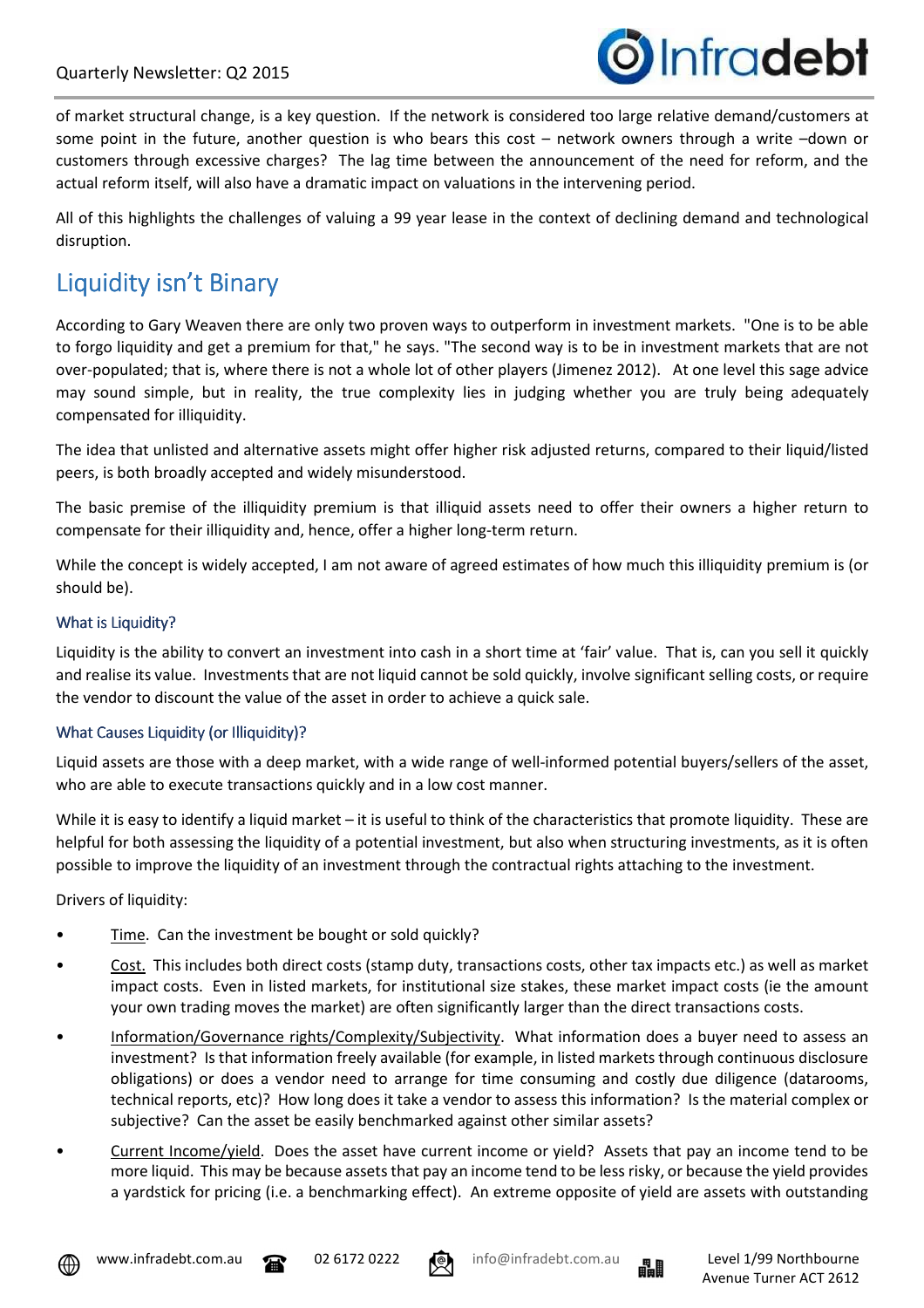of market structural change, is a key question. If the network is considered too large relative demand/customers at some point in the future, another question is who bears this cost – network owners through a write –down or customers through excessive charges? The lag time between the announcement of the need for reform, and the actual reform itself, will also have a dramatic impact on valuations in the intervening period.

All of this highlights the challenges of valuing a 99 year lease in the context of declining demand and technological disruption.

## Liquidity isn't Binary

According to Gary Weaven there are only two proven ways to outperform in investment markets. "One is to be able to forgo liquidity and get a premium for that," he says. "The second way is to be in investment markets that are not over-populated; that is, where there is not a whole lot of other players (Jimenez 2012). At one level this sage advice may sound simple, but in reality, the true complexity lies in judging whether you are truly being adequately compensated for illiquidity.

The idea that unlisted and alternative assets might offer higher risk adjusted returns, compared to their liquid/listed peers, is both broadly accepted and widely misunderstood.

The basic premise of the illiquidity premium is that illiquid assets need to offer their owners a higher return to compensate for their illiquidity and, hence, offer a higher long-term return.

While the concept is widely accepted, I am not aware of agreed estimates of how much this illiquidity premium is (or should be).

### What is Liquidity?

Liquidity is the ability to convert an investment into cash in a short time at 'fair' value. That is, can you sell it quickly and realise its value. Investments that are not liquid cannot be sold quickly, involve significant selling costs, or require the vendor to discount the value of the asset in order to achieve a quick sale.

### What Causes Liquidity (or Illiquidity)?

Liquid assets are those with a deep market, with a wide range of well-informed potential buyers/sellers of the asset, who are able to execute transactions quickly and in a low cost manner.

While it is easy to identify a liquid market – it is useful to think of the characteristics that promote liquidity. These are helpful for both assessing the liquidity of a potential investment, but also when structuring investments, as it is often possible to improve the liquidity of an investment through the contractual rights attaching to the investment.

Drivers of liquidity:

- Time. Can the investment be bought or sold quickly?
- Cost. This includes both direct costs (stamp duty, transactions costs, other tax impacts etc.) as well as market impact costs. Even in listed markets, for institutional size stakes, these market impact costs (ie the amount your own trading moves the market) are often significantly larger than the direct transactions costs.
- Information/Governance rights/Complexity/Subjectivity. What information does a buyer need to assess an investment? Is that information freely available (for example, in listed markets through continuous disclosure obligations) or does a vendor need to arrange for time consuming and costly due diligence (datarooms, technical reports, etc)? How long does it take a vendor to assess this information? Is the material complex or subjective? Can the asset be easily benchmarked against other similar assets?
- Current Income/yield. Does the asset have current income or yield? Assets that pay an income tend to be more liquid. This may be because assets that pay an income tend to be less risky, or because the yield provides a yardstick for pricing (i.e. a benchmarking effect). An extreme opposite of yield are assets with outstanding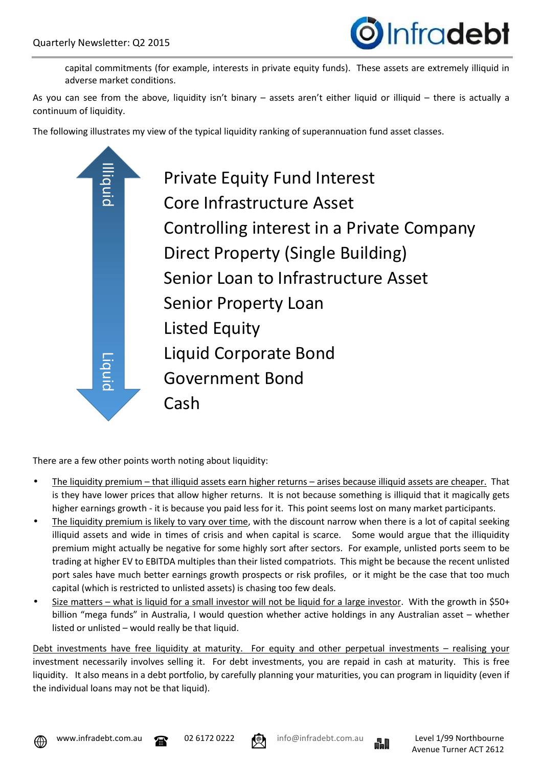capital commitments (for example, interests in private equity funds). These assets are extremely illiquid in adverse market conditions.

As you can see from the above, liquidity isn't binary – assets aren't either liquid or illiquid – there is actually a continuum of liquidity.

The following illustrates my view of the typical liquidity ranking of superannuation fund asset classes.

Illiquid

- Private Equity Fund Interest
- Core Infrastructure Asset
- Controlling interest in a Private Company
- Direct Property (Single Building)
- Senior Loan to Infrastructure Asset
- Senior Property Loan
- Listed Equity
- Liquid Corporate Bond
- Government Bond
- Cash

Liquid

There are a few other points worth noting about liquidity:

- The liquidity premium – that illiquid assets earn higher returns – arises because illiquid assets are cheaper. That is they have lower prices that allow higher returns. It is not because something is illiquid that it magically gets higher earnings growth - it is because you paid less for it. This point seems lost on many market participants.
- The liquidity premium is likely to vary over time, with the discount narrow when there is a lot of capital seeking illiquid assets and wide in times of crisis and when capital is scarce. Some would argue that the illiquidity premium might actually be negative for some highly sort after sectors. For example, unlisted ports seem to be trading at higher EV to EBITDA multiples than their listed compatriots. This might be because the recent unlisted port sales have much better earnings growth prospects or risk profiles, or it might be the case that too much capital (which is restricted to unlisted assets) is chasing too few deals.
- Size matters – what is liquid for a small investor will not be liquid for a large investor. With the growth in \$50+ billion "mega funds" in Australia, I would question whether active holdings in any Australian asset – whether listed or unlisted – would really be that liquid.

Debt investments have free liquidity at maturity. For equity and other perpetual investments – realising your investment necessarily involves selling it. For debt investments, you are repaid in cash at maturity. This is free liquidity. It also means in a debt portfolio, by carefully planning your maturities, you can program in liquidity (even if the individual loans may not be that liquid).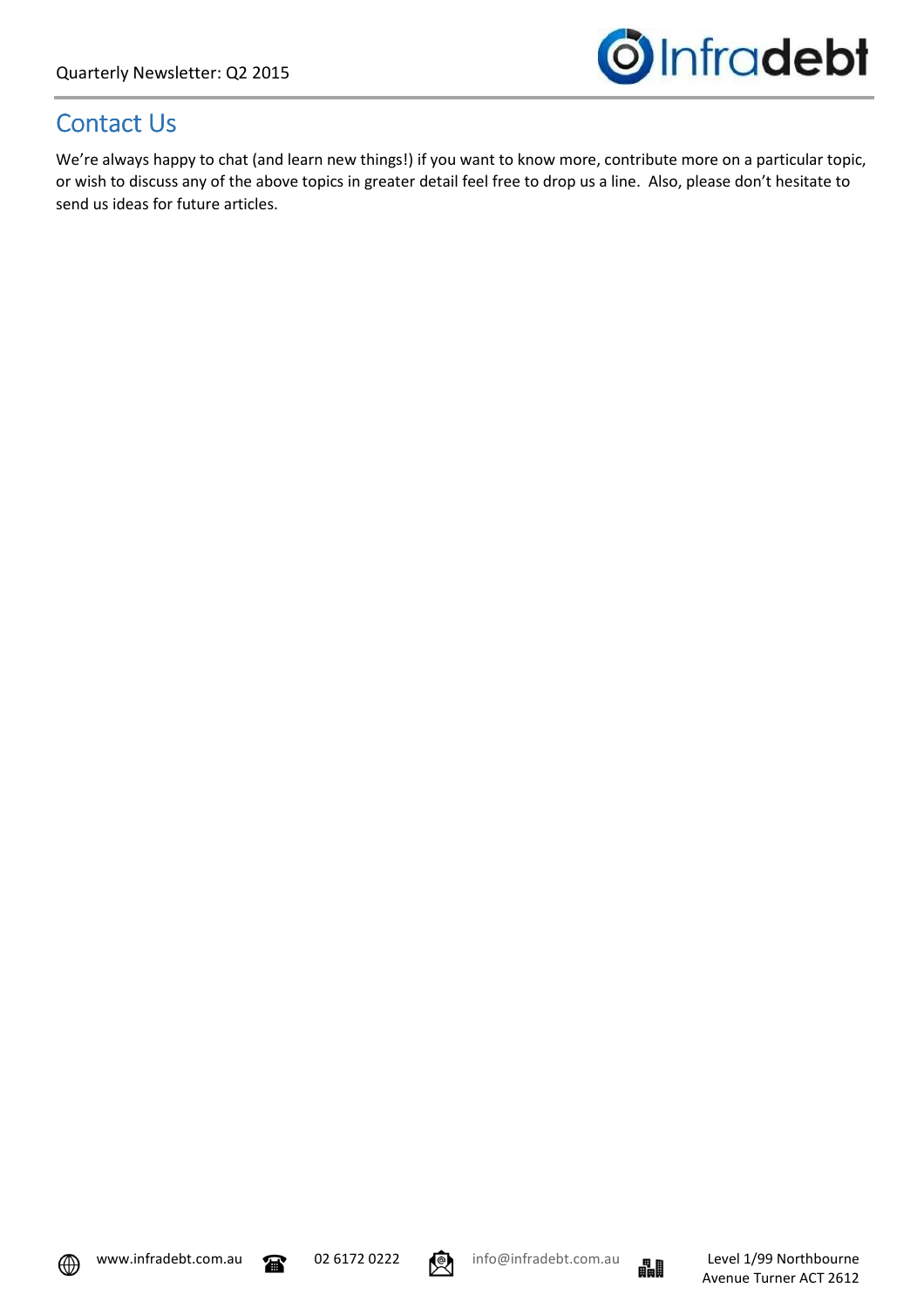## Contact Us

We're always happy to chat (and learn new things!) if you want to know more, contribute more on a particular topic, or wish to discuss any of the above topics in greater detail feel free to drop us a line. Also, please don't hesitate to send us ideas for future articles.

www.infradebt.com.au 02 6172 0222 info@infradebt.com.au Level 1/99 Northbourne Avenue Turner ACT 2612